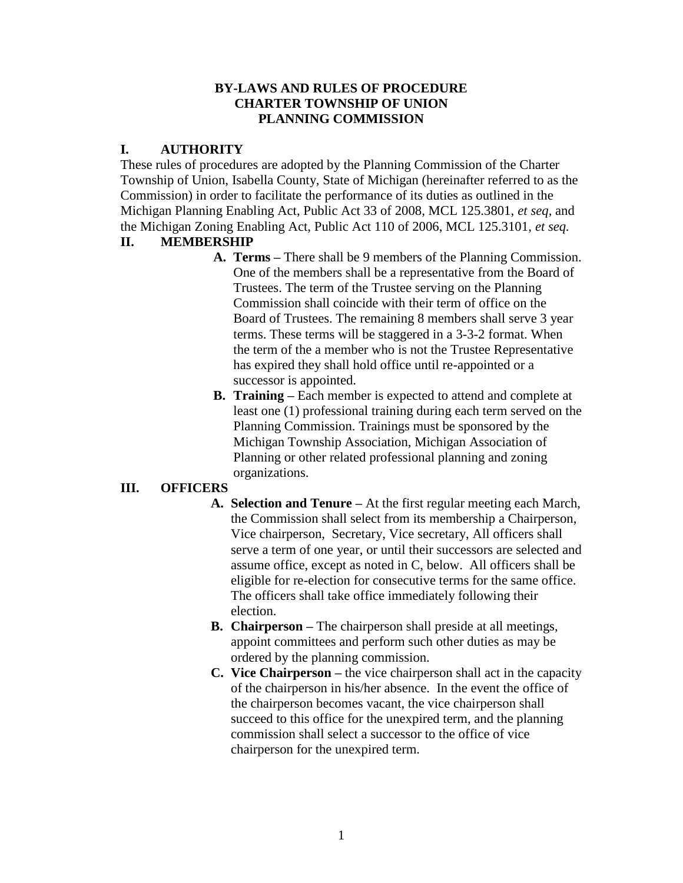# BY-LAWS AND RULES OF PROCEDURE
# CHARTER TOWNSHIP OF UNION
# PLANNING COMMISSION

## I. AUTHORITY

These rules of procedures are adopted by the Planning Commission of the Charter Township of Union, Isabella County, State of Michigan (hereinafter referred to as the Commission) in order to facilitate the performance of its duties as outlined in the Michigan Planning Enabling Act, Public Act 33 of 2008, MCL 125.3801, *et seq*, and the Michigan Zoning Enabling Act, Public Act 110 of 2006, MCL 125.3101, *et seq.*

## II. MEMBERSHIP

A. **Terms –** There shall be 9 members of the Planning Commission. One of the members shall be a representative from the Board of Trustees. The term of the Trustee serving on the Planning Commission shall coincide with their term of office on the Board of Trustees. The remaining 8 members shall serve 3 year terms. These terms will be staggered in a 3-3-2 format. When the term of the a member who is not the Trustee Representative has expired they shall hold office until re-appointed or a successor is appointed.

B. **Training –** Each member is expected to attend and complete at least one (1) professional training during each term served on the Planning Commission. Trainings must be sponsored by the Michigan Township Association, Michigan Association of Planning or other related professional planning and zoning organizations.

## III. OFFICERS

A. **Selection and Tenure –** At the first regular meeting each March, the Commission shall select from its membership a Chairperson, Vice chairperson, Secretary, Vice secretary, All officers shall serve a term of one year, or until their successors are selected and assume office, except as noted in C, below. All officers shall be eligible for re-election for consecutive terms for the same office. The officers shall take office immediately following their election.

B. **Chairperson –** The chairperson shall preside at all meetings, appoint committees and perform such other duties as may be ordered by the planning commission.

C. **Vice Chairperson –** the vice chairperson shall act in the capacity of the chairperson in his/her absence. In the event the office of the chairperson becomes vacant, the vice chairperson shall succeed to this office for the unexpired term, and the planning commission shall select a successor to the office of vice chairperson for the unexpired term.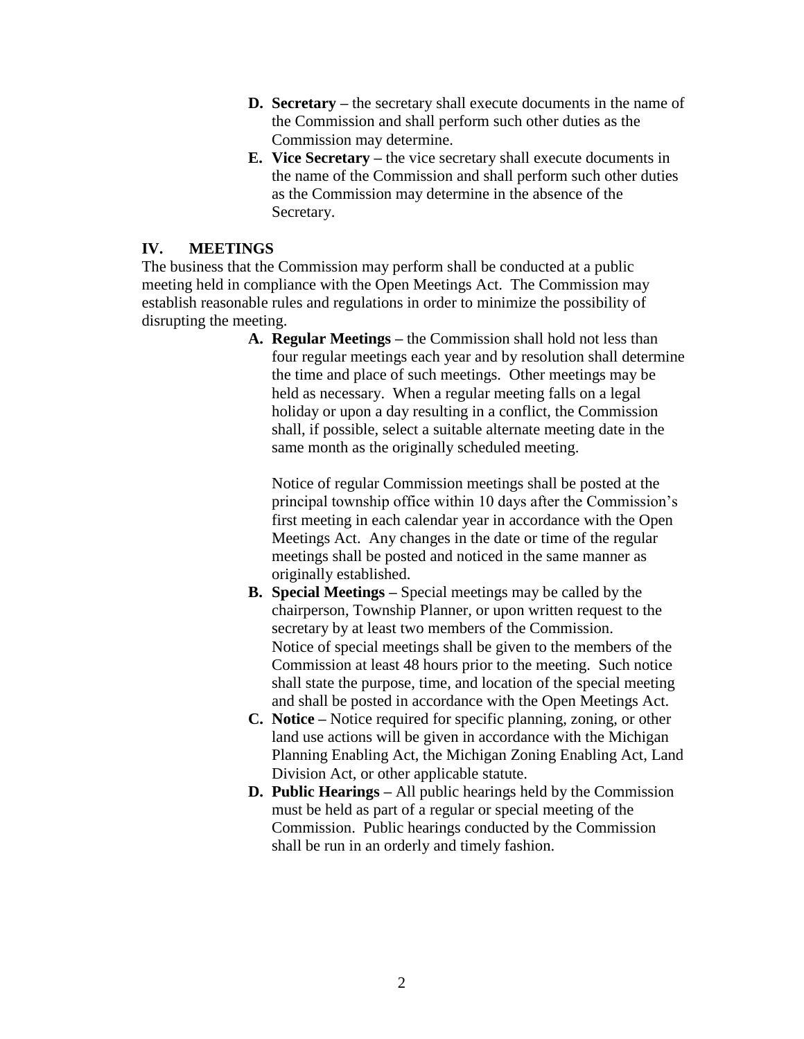- **D. Secretary –** the secretary shall execute documents in the name of the Commission and shall perform such other duties as the Commission may determine.
- **E. Vice Secretary –** the vice secretary shall execute documents in the name of the Commission and shall perform such other duties as the Commission may determine in the absence of the Secretary.

## IV. MEETINGS

The business that the Commission may perform shall be conducted at a public meeting held in compliance with the Open Meetings Act. The Commission may establish reasonable rules and regulations in order to minimize the possibility of disrupting the meeting.

- **A. Regular Meetings –** the Commission shall hold not less than four regular meetings each year and by resolution shall determine the time and place of such meetings. Other meetings may be held as necessary. When a regular meeting falls on a legal holiday or upon a day resulting in a conflict, the Commission shall, if possible, select a suitable alternate meeting date in the same month as the originally scheduled meeting.

  Notice of regular Commission meetings shall be posted at the principal township office within 10 days after the Commission's first meeting in each calendar year in accordance with the Open Meetings Act. Any changes in the date or time of the regular meetings shall be posted and noticed in the same manner as originally established.
- **B. Special Meetings –** Special meetings may be called by the chairperson, Township Planner, or upon written request to the secretary by at least two members of the Commission. Notice of special meetings shall be given to the members of the Commission at least 48 hours prior to the meeting. Such notice shall state the purpose, time, and location of the special meeting and shall be posted in accordance with the Open Meetings Act.
- **C. Notice –** Notice required for specific planning, zoning, or other land use actions will be given in accordance with the Michigan Planning Enabling Act, the Michigan Zoning Enabling Act, Land Division Act, or other applicable statute.
- **D. Public Hearings –** All public hearings held by the Commission must be held as part of a regular or special meeting of the Commission. Public hearings conducted by the Commission shall be run in an orderly and timely fashion.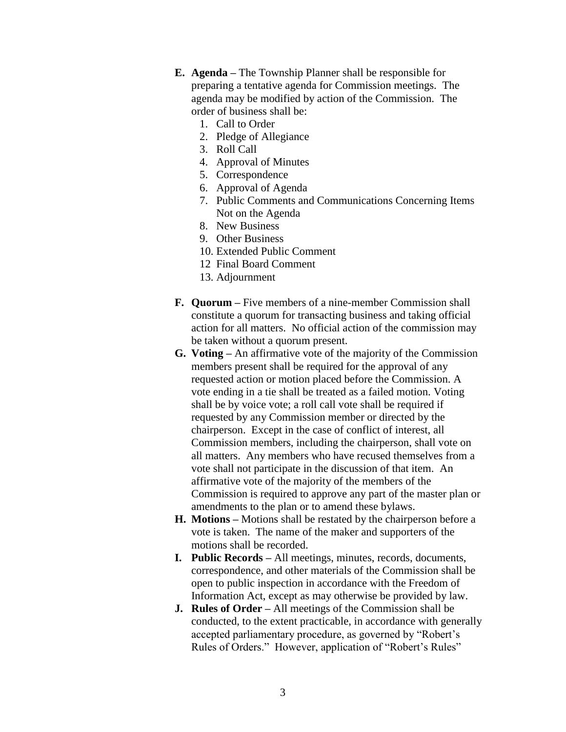**E. Agenda –** The Township Planner shall be responsible for preparing a tentative agenda for Commission meetings. The agenda may be modified by action of the Commission. The order of business shall be:

1. Call to Order
2. Pledge of Allegiance
3. Roll Call
4. Approval of Minutes
5. Correspondence
6. Approval of Agenda
7. Public Comments and Communications Concerning Items Not on the Agenda
8. New Business
9. Other Business
10. Extended Public Comment

12 Final Board Comment

13. Adjournment

**F. Quorum –** Five members of a nine-member Commission shall constitute a quorum for transacting business and taking official action for all matters. No official action of the commission may be taken without a quorum present.

**G. Voting –** An affirmative vote of the majority of the Commission members present shall be required for the approval of any requested action or motion placed before the Commission. A vote ending in a tie shall be treated as a failed motion. Voting shall be by voice vote; a roll call vote shall be required if requested by any Commission member or directed by the chairperson. Except in the case of conflict of interest, all Commission members, including the chairperson, shall vote on all matters. Any members who have recused themselves from a vote shall not participate in the discussion of that item. An affirmative vote of the majority of the members of the Commission is required to approve any part of the master plan or amendments to the plan or to amend these bylaws.

**H. Motions –** Motions shall be restated by the chairperson before a vote is taken. The name of the maker and supporters of the motions shall be recorded.

**I. Public Records –** All meetings, minutes, records, documents, correspondence, and other materials of the Commission shall be open to public inspection in accordance with the Freedom of Information Act, except as may otherwise be provided by law.

**J. Rules of Order –** All meetings of the Commission shall be conducted, to the extent practicable, in accordance with generally accepted parliamentary procedure, as governed by "Robert's Rules of Orders." However, application of "Robert's Rules"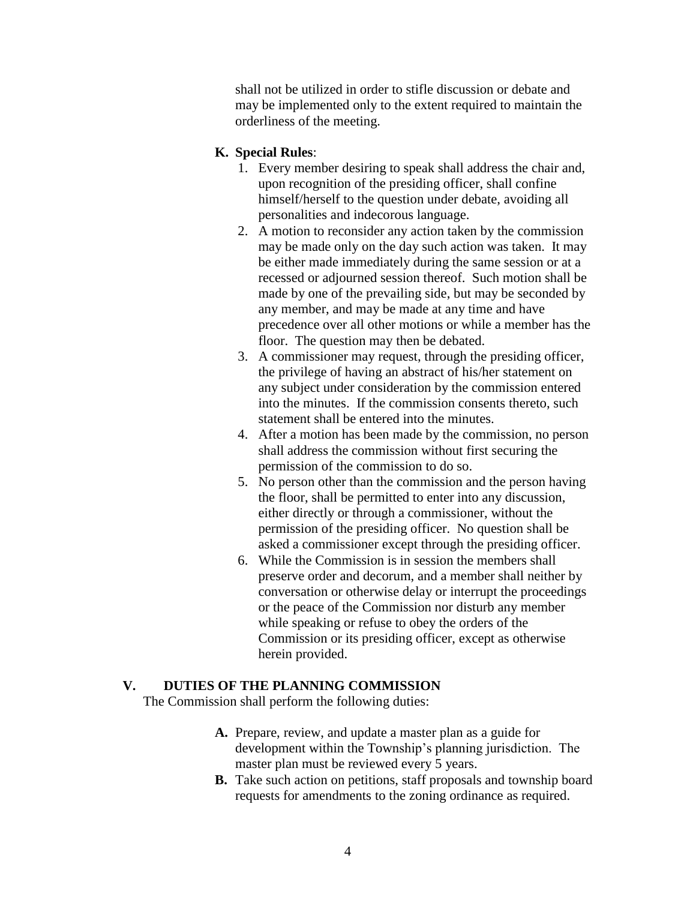shall not be utilized in order to stifle discussion or debate and may be implemented only to the extent required to maintain the orderliness of the meeting.

**K. Special Rules**:

1. Every member desiring to speak shall address the chair and, upon recognition of the presiding officer, shall confine himself/herself to the question under debate, avoiding all personalities and indecorous language.
2. A motion to reconsider any action taken by the commission may be made only on the day such action was taken. It may be either made immediately during the same session or at a recessed or adjourned session thereof. Such motion shall be made by one of the prevailing side, but may be seconded by any member, and may be made at any time and have precedence over all other motions or while a member has the floor. The question may then be debated.
3. A commissioner may request, through the presiding officer, the privilege of having an abstract of his/her statement on any subject under consideration by the commission entered into the minutes. If the commission consents thereto, such statement shall be entered into the minutes.
4. After a motion has been made by the commission, no person shall address the commission without first securing the permission of the commission to do so.
5. No person other than the commission and the person having the floor, shall be permitted to enter into any discussion, either directly or through a commissioner, without the permission of the presiding officer. No question shall be asked a commissioner except through the presiding officer.
6. While the Commission is in session the members shall preserve order and decorum, and a member shall neither by conversation or otherwise delay or interrupt the proceedings or the peace of the Commission nor disturb any member while speaking or refuse to obey the orders of the Commission or its presiding officer, except as otherwise herein provided.

## V. DUTIES OF THE PLANNING COMMISSION

The Commission shall perform the following duties:

**A.** Prepare, review, and update a master plan as a guide for development within the Township's planning jurisdiction. The master plan must be reviewed every 5 years.

**B.** Take such action on petitions, staff proposals and township board requests for amendments to the zoning ordinance as required.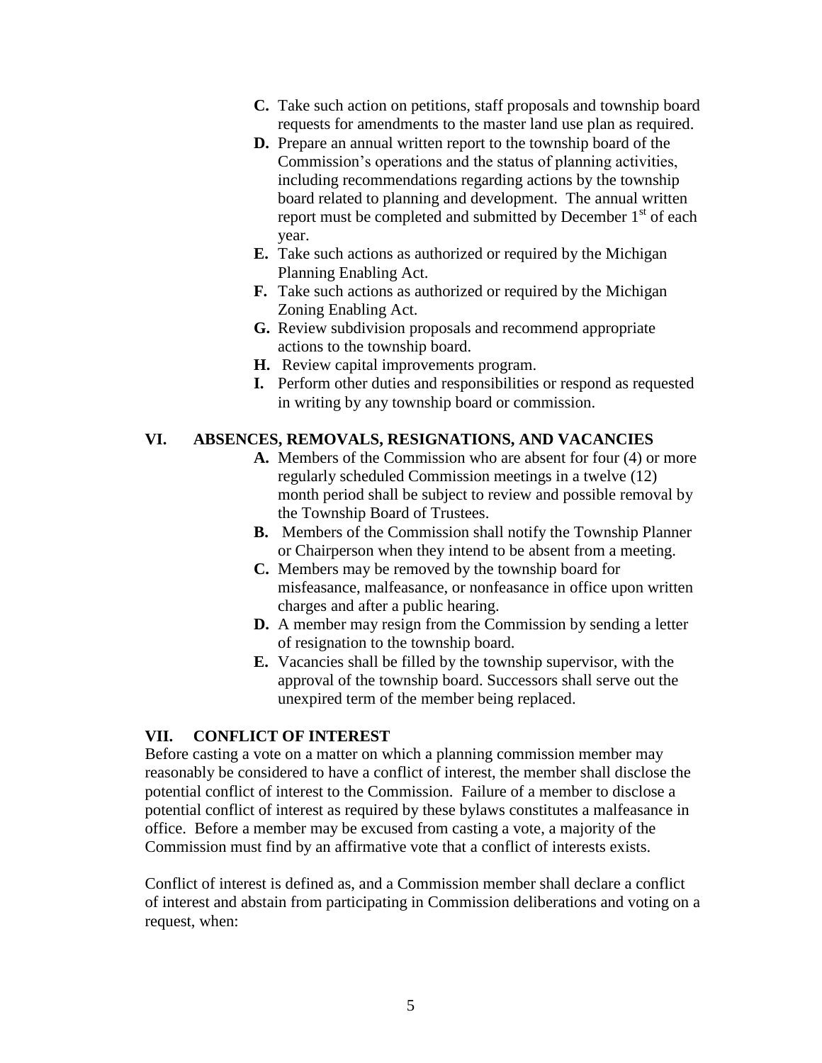**C.** Take such action on petitions, staff proposals and township board requests for amendments to the master land use plan as required.

**D.** Prepare an annual written report to the township board of the Commission's operations and the status of planning activities, including recommendations regarding actions by the township board related to planning and development. The annual written report must be completed and submitted by December 1st of each year.

**E.** Take such actions as authorized or required by the Michigan Planning Enabling Act.

**F.** Take such actions as authorized or required by the Michigan Zoning Enabling Act.

**G.** Review subdivision proposals and recommend appropriate actions to the township board.

**H.** Review capital improvements program.

**I.** Perform other duties and responsibilities or respond as requested in writing by any township board or commission.

## VI. ABSENCES, REMOVALS, RESIGNATIONS, AND VACANCIES

**A.** Members of the Commission who are absent for four (4) or more regularly scheduled Commission meetings in a twelve (12) month period shall be subject to review and possible removal by the Township Board of Trustees.

**B.** Members of the Commission shall notify the Township Planner or Chairperson when they intend to be absent from a meeting.

**C.** Members may be removed by the township board for misfeasance, malfeasance, or nonfeasance in office upon written charges and after a public hearing.

**D.** A member may resign from the Commission by sending a letter of resignation to the township board.

**E.** Vacancies shall be filled by the township supervisor, with the approval of the township board. Successors shall serve out the unexpired term of the member being replaced.

## VII. CONFLICT OF INTEREST

Before casting a vote on a matter on which a planning commission member may reasonably be considered to have a conflict of interest, the member shall disclose the potential conflict of interest to the Commission. Failure of a member to disclose a potential conflict of interest as required by these bylaws constitutes a malfeasance in office. Before a member may be excused from casting a vote, a majority of the Commission must find by an affirmative vote that a conflict of interests exists.

Conflict of interest is defined as, and a Commission member shall declare a conflict of interest and abstain from participating in Commission deliberations and voting on a request, when: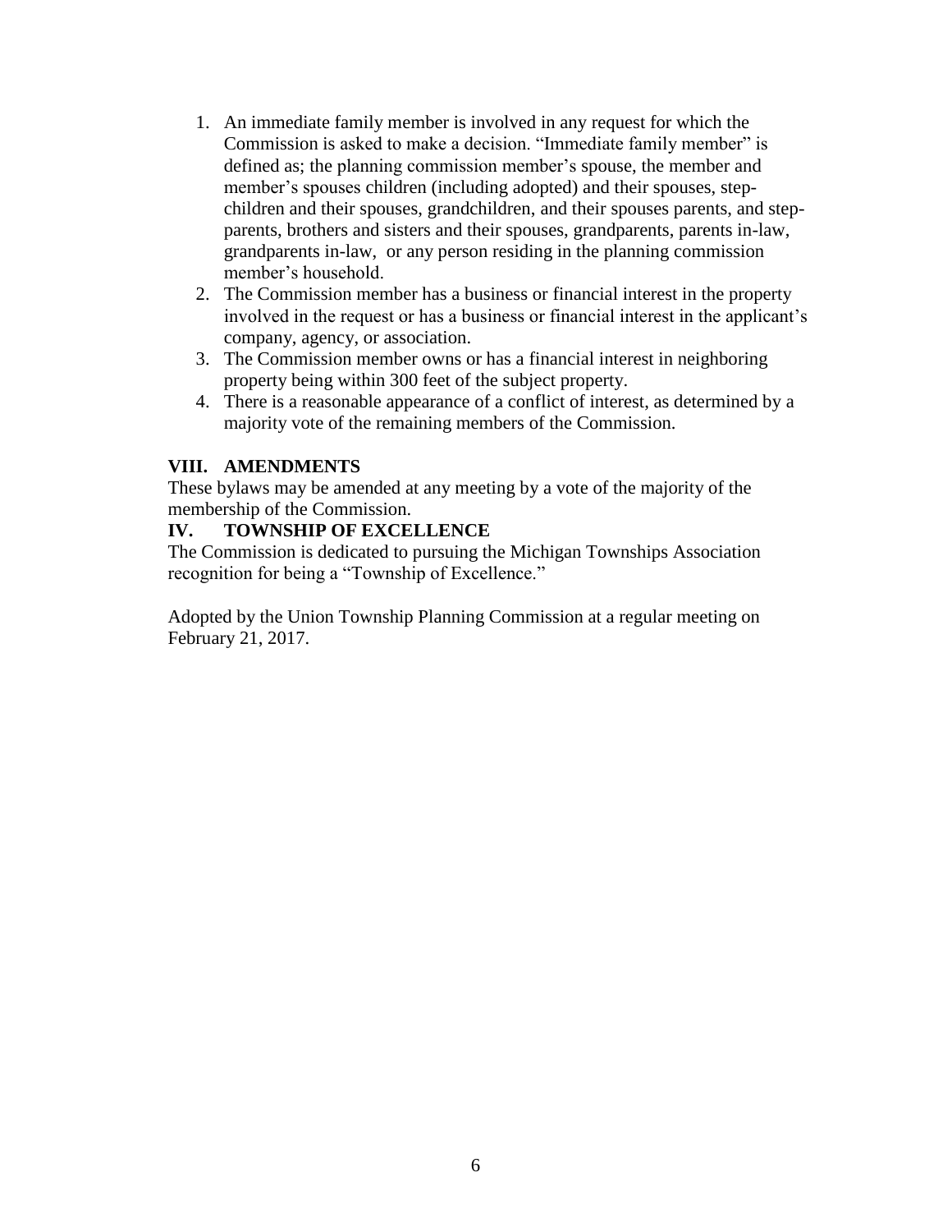1. An immediate family member is involved in any request for which the Commission is asked to make a decision. “Immediate family member” is defined as; the planning commission member’s spouse, the member and member’s spouses children (including adopted) and their spouses, step-children and their spouses, grandchildren, and their spouses parents, and step-parents, brothers and sisters and their spouses, grandparents, parents in-law, grandparents in-law,  or any person residing in the planning commission member’s household.
2. The Commission member has a business or financial interest in the property involved in the request or has a business or financial interest in the applicant’s company, agency, or association.
3. The Commission member owns or has a financial interest in neighboring property being within 300 feet of the subject property.
4. There is a reasonable appearance of a conflict of interest, as determined by a majority vote of the remaining members of the Commission.

## VIII. AMENDMENTS

These bylaws may be amended at any meeting by a vote of the majority of the membership of the Commission.

## IV. TOWNSHIP OF EXCELLENCE

The Commission is dedicated to pursuing the Michigan Townships Association recognition for being a “Township of Excellence.”

Adopted by the Union Township Planning Commission at a regular meeting on February 21, 2017.